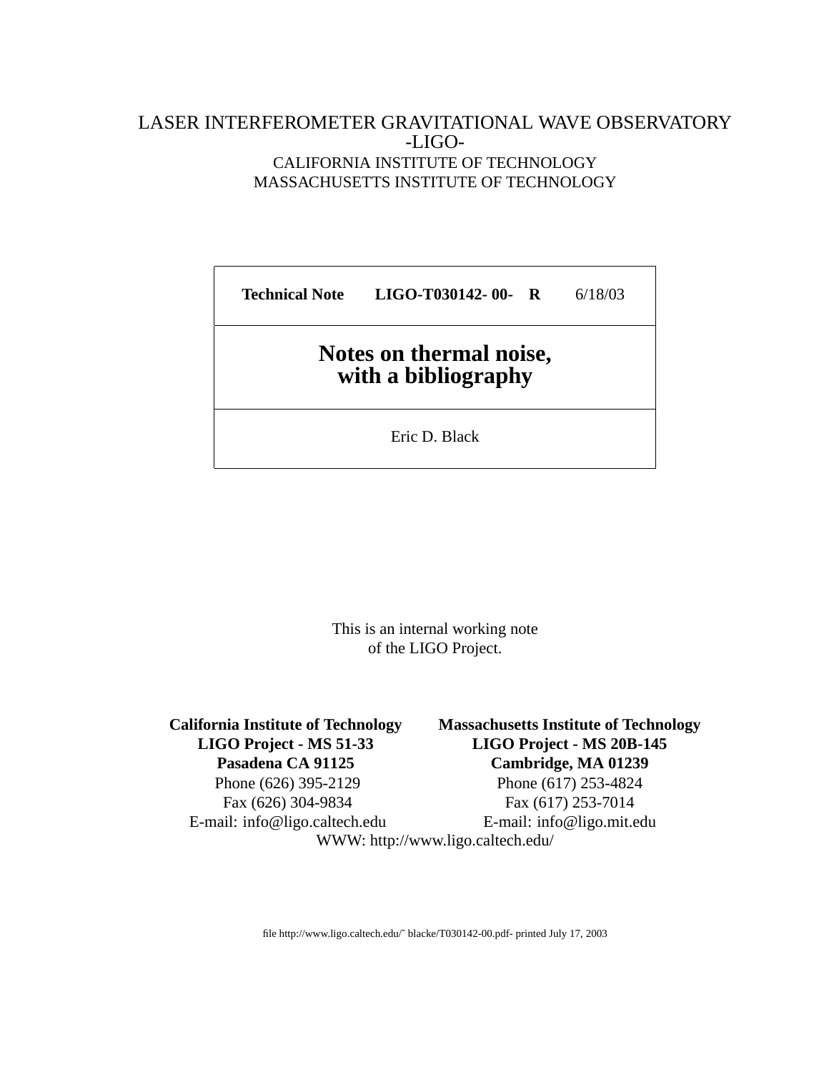LASER INTERFEROMETER GRAVITATIONAL WAVE OBSERVATORY
-LIGO-
CALIFORNIA INSTITUTE OF TECHNOLOGY
MASSACHUSETTS INSTITUTE OF TECHNOLOGY

| **Technical Note** | **LIGO-T030142- 00- R** | 6/18/03 |
|---|---|---|

# Notes on thermal noise, with a bibliography

Eric D. Black

This is an internal working note
of the LIGO Project.

**California Institute of Technology**
**LIGO Project - MS 51-33**
**Pasadena CA 91125**
Phone (626) 395-2129
Fax (626) 304-9834
E-mail: info@ligo.caltech.edu

**Massachusetts Institute of Technology**
**LIGO Project - MS 20B-145**
**Cambridge, MA 01239**
Phone (617) 253-4824
Fax (617) 253-7014
E-mail: info@ligo.mit.edu

WWW: http://www.ligo.caltech.edu/

file http://www.ligo.caltech.edu/˜ blacke/T030142-00.pdf- printed July 17, 2003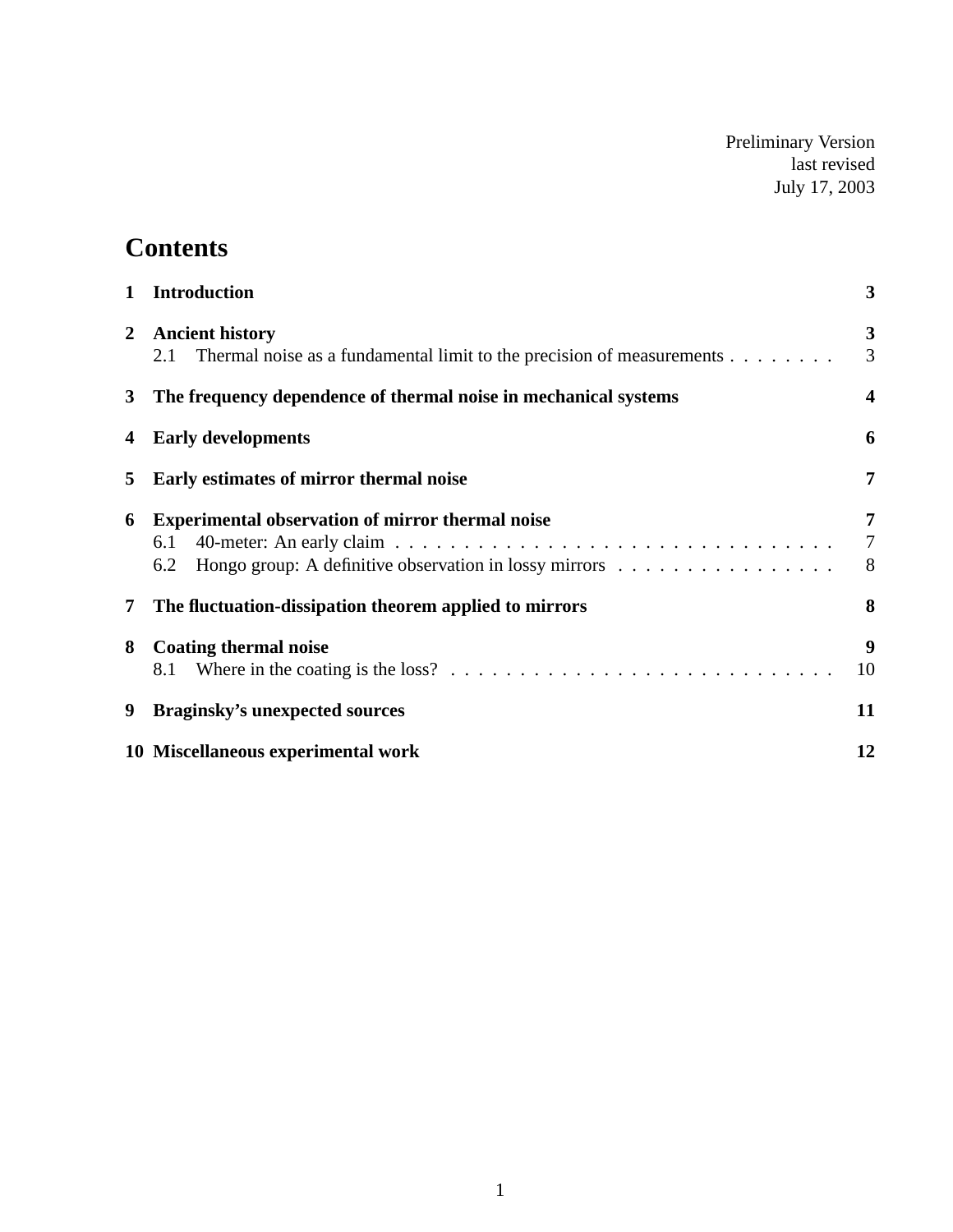Preliminary Version
last revised
July 17, 2003

# Contents

**1 Introduction** **3**

**2 Ancient history** **3**
- 2.1 Thermal noise as a fundamental limit to the precision of measurements . . . . . . . . 3

**3 The frequency dependence of thermal noise in mechanical systems** **4**

**4 Early developments** **6**

**5 Early estimates of mirror thermal noise** **7**

**6 Experimental observation of mirror thermal noise** **7**
- 6.1 40-meter: An early claim . . . . . . . . . . . . . . . . . . . . . . . . . . . . . . . . 7
- 6.2 Hongo group: A definitive observation in lossy mirrors . . . . . . . . . . . . . . . . 8

**7 The fluctuation-dissipation theorem applied to mirrors** **8**

**8 Coating thermal noise** **9**
- 8.1 Where in the coating is the loss? . . . . . . . . . . . . . . . . . . . . . . . . . . . . 10

**9 Braginsky's unexpected sources** **11**

**10 Miscellaneous experimental work** **12**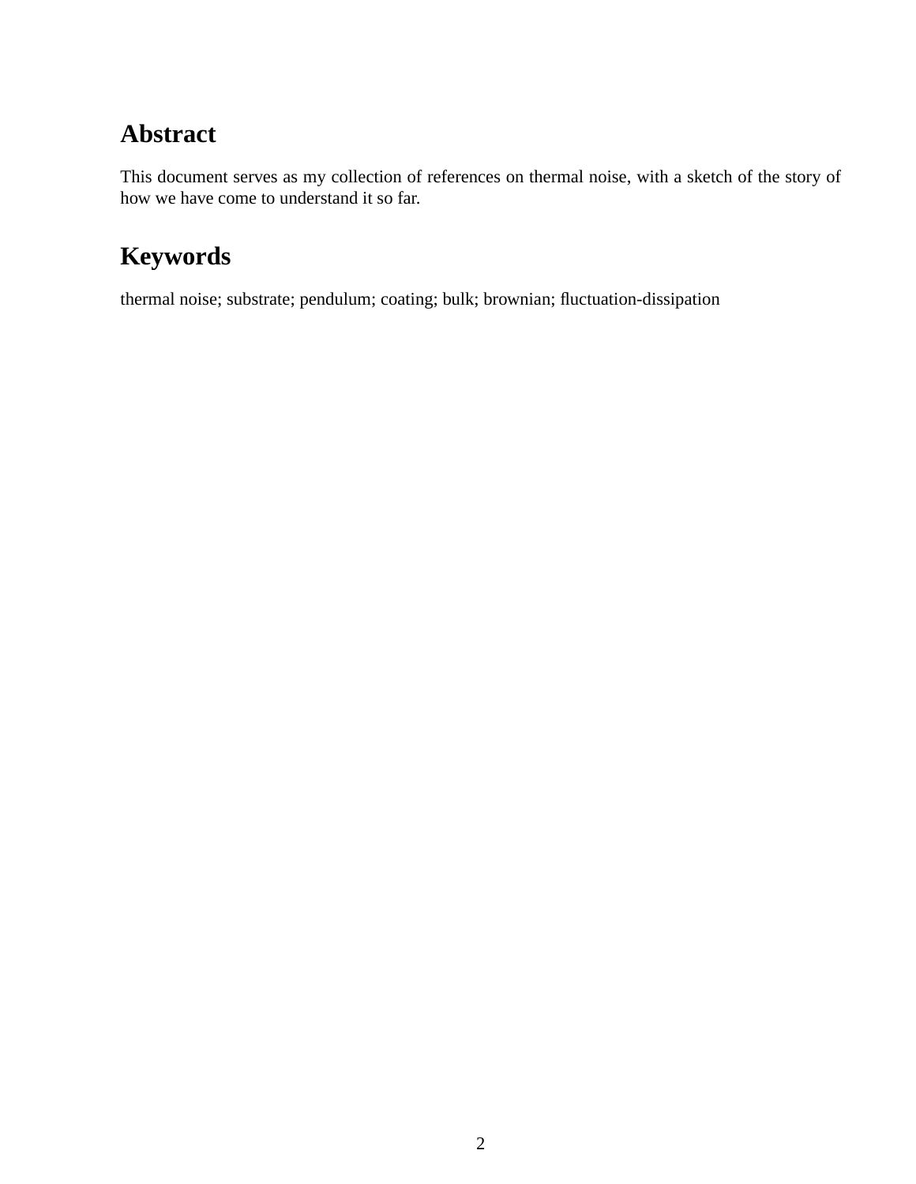## Abstract

This document serves as my collection of references on thermal noise, with a sketch of the story of how we have come to understand it so far.

## Keywords

thermal noise; substrate; pendulum; coating; bulk; brownian; fluctuation-dissipation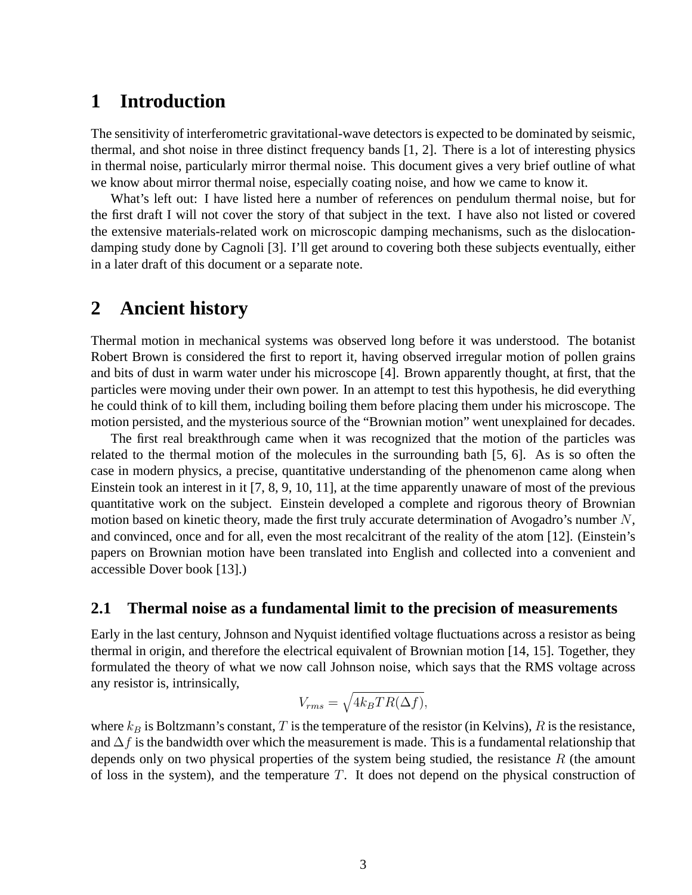# 1 Introduction

The sensitivity of interferometric gravitational-wave detectors is expected to be dominated by seismic, thermal, and shot noise in three distinct frequency bands [1, 2]. There is a lot of interesting physics in thermal noise, particularly mirror thermal noise. This document gives a very brief outline of what we know about mirror thermal noise, especially coating noise, and how we came to know it.

What's left out: I have listed here a number of references on pendulum thermal noise, but for the first draft I will not cover the story of that subject in the text. I have also not listed or covered the extensive materials-related work on microscopic damping mechanisms, such as the dislocation-damping study done by Cagnoli [3]. I'll get around to covering both these subjects eventually, either in a later draft of this document or a separate note.

# 2 Ancient history

Thermal motion in mechanical systems was observed long before it was understood. The botanist Robert Brown is considered the first to report it, having observed irregular motion of pollen grains and bits of dust in warm water under his microscope [4]. Brown apparently thought, at first, that the particles were moving under their own power. In an attempt to test this hypothesis, he did everything he could think of to kill them, including boiling them before placing them under his microscope. The motion persisted, and the mysterious source of the "Brownian motion" went unexplained for decades.

The first real breakthrough came when it was recognized that the motion of the particles was related to the thermal motion of the molecules in the surrounding bath [5, 6]. As is so often the case in modern physics, a precise, quantitative understanding of the phenomenon came along when Einstein took an interest in it [7, 8, 9, 10, 11], at the time apparently unaware of most of the previous quantitative work on the subject. Einstein developed a complete and rigorous theory of Brownian motion based on kinetic theory, made the first truly accurate determination of Avogadro's number $N$, and convinced, once and for all, even the most recalcitrant of the reality of the atom [12]. (Einstein's papers on Brownian motion have been translated into English and collected into a convenient and accessible Dover book [13].)

## 2.1 Thermal noise as a fundamental limit to the precision of measurements

Early in the last century, Johnson and Nyquist identified voltage fluctuations across a resistor as being thermal in origin, and therefore the electrical equivalent of Brownian motion [14, 15]. Together, they formulated the theory of what we now call Johnson noise, which says that the RMS voltage across any resistor is, intrinsically,

$$V_{rms} = \sqrt{4k_BTR(\Delta f)},$$

where $k_B$ is Boltzmann's constant, $T$ is the temperature of the resistor (in Kelvins), $R$ is the resistance, and $\Delta f$ is the bandwidth over which the measurement is made. This is a fundamental relationship that depends only on two physical properties of the system being studied, the resistance $R$ (the amount of loss in the system), and the temperature $T$. It does not depend on the physical construction of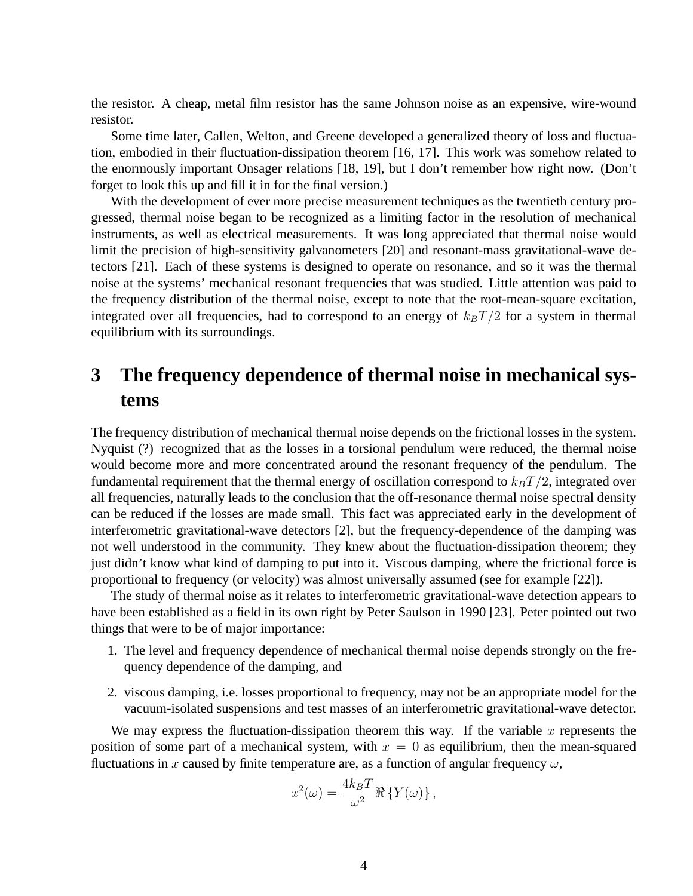the resistor. A cheap, metal film resistor has the same Johnson noise as an expensive, wire-wound resistor.

Some time later, Callen, Welton, and Greene developed a generalized theory of loss and fluctuation, embodied in their fluctuation-dissipation theorem [16, 17]. This work was somehow related to the enormously important Onsager relations [18, 19], but I don't remember how right now. (Don't forget to look this up and fill it in for the final version.)

With the development of ever more precise measurement techniques as the twentieth century progressed, thermal noise began to be recognized as a limiting factor in the resolution of mechanical instruments, as well as electrical measurements. It was long appreciated that thermal noise would limit the precision of high-sensitivity galvanometers [20] and resonant-mass gravitational-wave detectors [21]. Each of these systems is designed to operate on resonance, and so it was the thermal noise at the systems' mechanical resonant frequencies that was studied. Little attention was paid to the frequency distribution of the thermal noise, except to note that the root-mean-square excitation, integrated over all frequencies, had to correspond to an energy of $k_BT/2$ for a system in thermal equilibrium with its surroundings.

# 3 The frequency dependence of thermal noise in mechanical systems

The frequency distribution of mechanical thermal noise depends on the frictional losses in the system. Nyquist (?) recognized that as the losses in a torsional pendulum were reduced, the thermal noise would become more and more concentrated around the resonant frequency of the pendulum. The fundamental requirement that the thermal energy of oscillation correspond to $k_BT/2$, integrated over all frequencies, naturally leads to the conclusion that the off-resonance thermal noise spectral density can be reduced if the losses are made small. This fact was appreciated early in the development of interferometric gravitational-wave detectors [2], but the frequency-dependence of the damping was not well understood in the community. They knew about the fluctuation-dissipation theorem; they just didn't know what kind of damping to put into it. Viscous damping, where the frictional force is proportional to frequency (or velocity) was almost universally assumed (see for example [22]).

The study of thermal noise as it relates to interferometric gravitational-wave detection appears to have been established as a field in its own right by Peter Saulson in 1990 [23]. Peter pointed out two things that were to be of major importance:

1. The level and frequency dependence of mechanical thermal noise depends strongly on the frequency dependence of the damping, and
2. viscous damping, i.e. losses proportional to frequency, may not be an appropriate model for the vacuum-isolated suspensions and test masses of an interferometric gravitational-wave detector.

We may express the fluctuation-dissipation theorem this way. If the variable $x$ represents the position of some part of a mechanical system, with $x = 0$ as equilibrium, then the mean-squared fluctuations in $x$ caused by finite temperature are, as a function of angular frequency $\omega$,

$$x^2(\omega) = \frac{4k_BT}{\omega^2}\Re\{Y(\omega)\},$$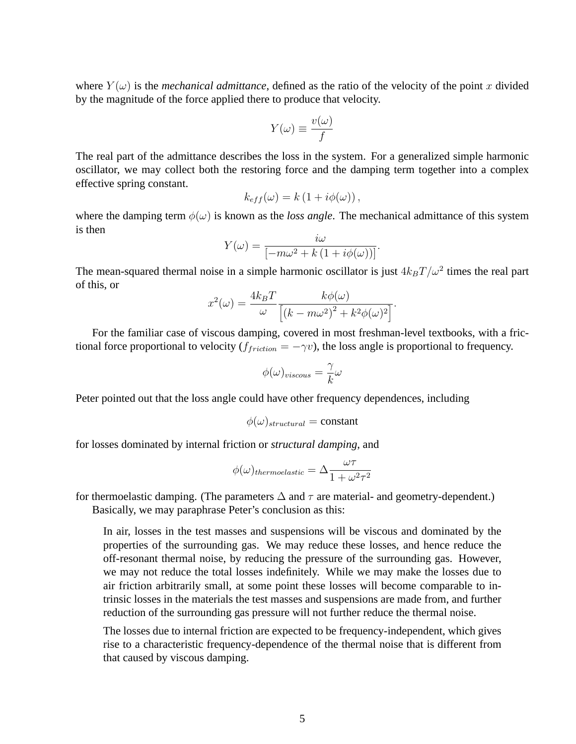where $Y(\omega)$ is the *mechanical admittance*, defined as the ratio of the velocity of the point $x$ divided by the magnitude of the force applied there to produce that velocity.

$$Y(\omega) \equiv \frac{v(\omega)}{f}$$

The real part of the admittance describes the loss in the system. For a generalized simple harmonic oscillator, we may collect both the restoring force and the damping term together into a complex effective spring constant.

$$k_{eff}(\omega) = k\left(1 + i\phi(\omega)\right),$$

where the damping term $\phi(\omega)$ is known as the *loss angle*. The mechanical admittance of this system is then

$$Y(\omega) = \frac{i\omega}{\left[-m\omega^2 + k\left(1 + i\phi(\omega)\right)\right]}.$$

The mean-squared thermal noise in a simple harmonic oscillator is just $4k_BT/\omega^2$ times the real part of this, or

$$x^2(\omega) = \frac{4k_BT}{\omega}\frac{k\phi(\omega)}{\left[\left(k - m\omega^2\right)^2 + k^2\phi(\omega)^2\right]}.$$

For the familiar case of viscous damping, covered in most freshman-level textbooks, with a frictional force proportional to velocity ($f_{friction} = -\gamma v$), the loss angle is proportional to frequency.

$$\phi(\omega)_{viscous} = \frac{\gamma}{k}\omega$$

Peter pointed out that the loss angle could have other frequency dependences, including

$$\phi(\omega)_{structural} = \text{constant}$$

for losses dominated by internal friction or ***structural damping***, and

$$\phi(\omega)_{thermoelastic} = \Delta\frac{\omega\tau}{1 + \omega^2\tau^2}$$

for thermoelastic damping. (The parameters $\Delta$ and $\tau$ are material- and geometry-dependent.)

Basically, we may paraphrase Peter's conclusion as this:

> In air, losses in the test masses and suspensions will be viscous and dominated by the properties of the surrounding gas. We may reduce these losses, and hence reduce the off-resonant thermal noise, by reducing the pressure of the surrounding gas. However, we may not reduce the total losses indefinitely. While we may make the losses due to air friction arbitrarily small, at some point these losses will become comparable to intrinsic losses in the materials the test masses and suspensions are made from, and further reduction of the surrounding gas pressure will not further reduce the thermal noise.
>
> The losses due to internal friction are expected to be frequency-independent, which gives rise to a characteristic frequency-dependence of the thermal noise that is different from that caused by viscous damping.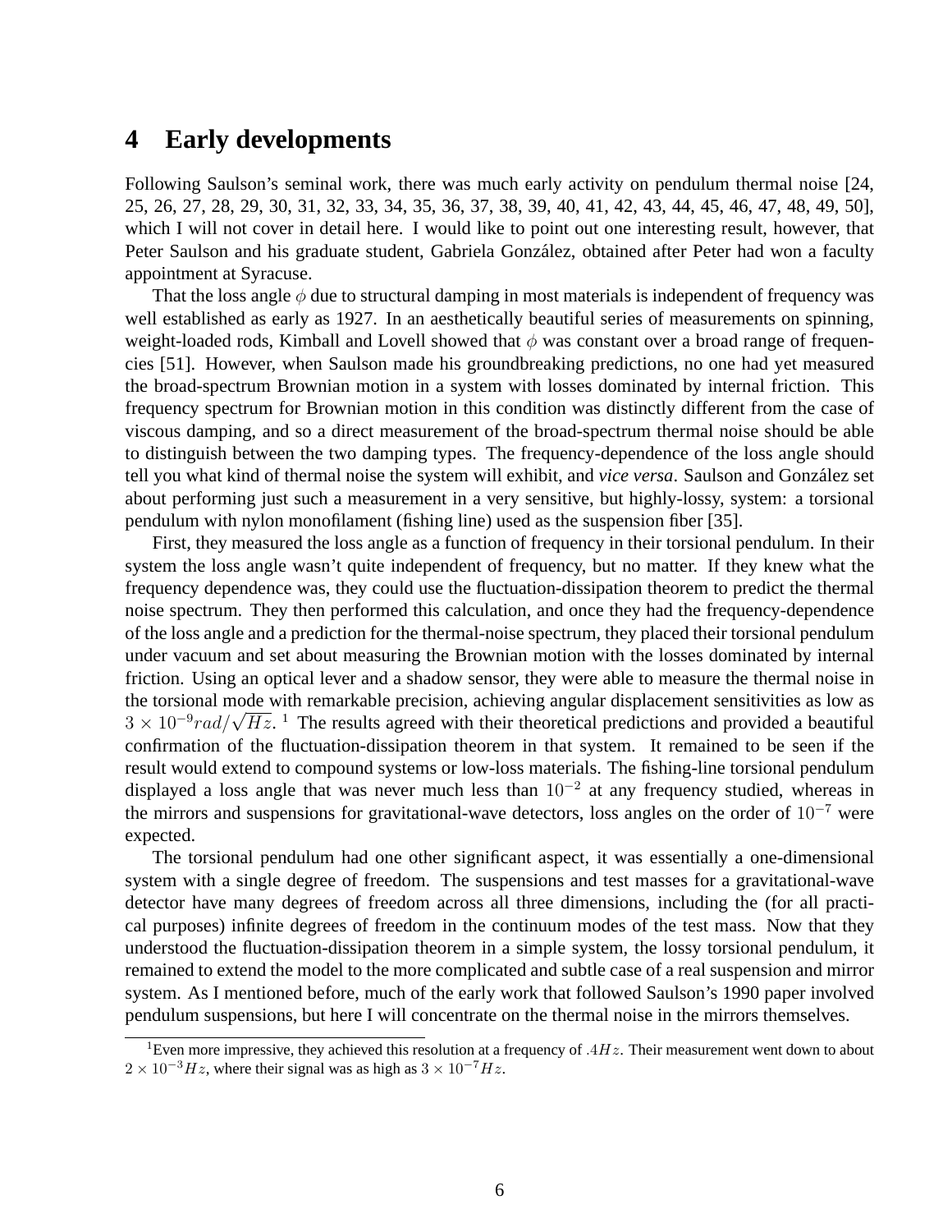## 4 Early developments

Following Saulson's seminal work, there was much early activity on pendulum thermal noise [24, 25, 26, 27, 28, 29, 30, 31, 32, 33, 34, 35, 36, 37, 38, 39, 40, 41, 42, 43, 44, 45, 46, 47, 48, 49, 50], which I will not cover in detail here. I would like to point out one interesting result, however, that Peter Saulson and his graduate student, Gabriela González, obtained after Peter had won a faculty appointment at Syracuse.

That the loss angle $\phi$ due to structural damping in most materials is independent of frequency was well established as early as 1927. In an aesthetically beautiful series of measurements on spinning, weight-loaded rods, Kimball and Lovell showed that $\phi$ was constant over a broad range of frequencies [51]. However, when Saulson made his groundbreaking predictions, no one had yet measured the broad-spectrum Brownian motion in a system with losses dominated by internal friction. This frequency spectrum for Brownian motion in this condition was distinctly different from the case of viscous damping, and so a direct measurement of the broad-spectrum thermal noise should be able to distinguish between the two damping types. The frequency-dependence of the loss angle should tell you what kind of thermal noise the system will exhibit, and *vice versa*. Saulson and González set about performing just such a measurement in a very sensitive, but highly-lossy, system: a torsional pendulum with nylon monofilament (fishing line) used as the suspension fiber [35].

First, they measured the loss angle as a function of frequency in their torsional pendulum. In their system the loss angle wasn't quite independent of frequency, but no matter. If they knew what the frequency dependence was, they could use the fluctuation-dissipation theorem to predict the thermal noise spectrum. They then performed this calculation, and once they had the frequency-dependence of the loss angle and a prediction for the thermal-noise spectrum, they placed their torsional pendulum under vacuum and set about measuring the Brownian motion with the losses dominated by internal friction. Using an optical lever and a shadow sensor, they were able to measure the thermal noise in the torsional mode with remarkable precision, achieving angular displacement sensitivities as low as $3 \times 10^{-9} rad/\sqrt{Hz}$. [1] The results agreed with their theoretical predictions and provided a beautiful confirmation of the fluctuation-dissipation theorem in that system. It remained to be seen if the result would extend to compound systems or low-loss materials. The fishing-line torsional pendulum displayed a loss angle that was never much less than $10^{-2}$ at any frequency studied, whereas in the mirrors and suspensions for gravitational-wave detectors, loss angles on the order of $10^{-7}$ were expected.

The torsional pendulum had one other significant aspect, it was essentially a one-dimensional system with a single degree of freedom. The suspensions and test masses for a gravitational-wave detector have many degrees of freedom across all three dimensions, including the (for all practical purposes) infinite degrees of freedom in the continuum modes of the test mass. Now that they understood the fluctuation-dissipation theorem in a simple system, the lossy torsional pendulum, it remained to extend the model to the more complicated and subtle case of a real suspension and mirror system. As I mentioned before, much of the early work that followed Saulson's 1990 paper involved pendulum suspensions, but here I will concentrate on the thermal noise in the mirrors themselves.

[1] Even more impressive, they achieved this resolution at a frequency of $.4 Hz$. Their measurement went down to about $2 \times 10^{-3} Hz$, where their signal was as high as $3 \times 10^{-7} Hz$.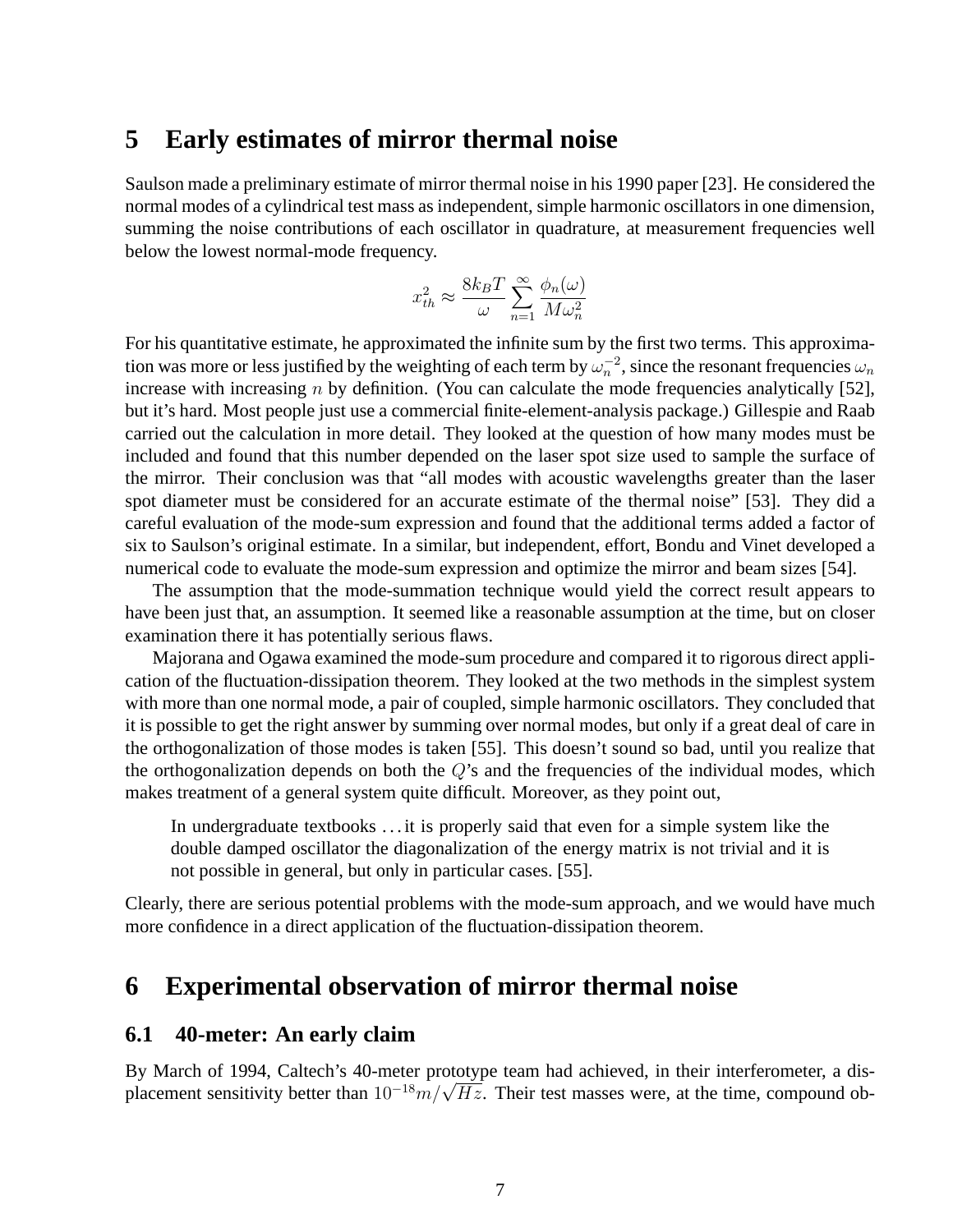# 5 Early estimates of mirror thermal noise

Saulson made a preliminary estimate of mirror thermal noise in his 1990 paper [23]. He considered the normal modes of a cylindrical test mass as independent, simple harmonic oscillators in one dimension, summing the noise contributions of each oscillator in quadrature, at measurement frequencies well below the lowest normal-mode frequency.

$$x_{th}^2 \approx \frac{8k_BT}{\omega}\sum_{n=1}^{\infty}\frac{\phi_n(\omega)}{M\omega_n^2}$$

For his quantitative estimate, he approximated the infinite sum by the first two terms. This approximation was more or less justified by the weighting of each term by $\omega_n^{-2}$, since the resonant frequencies $\omega_n$ increase with increasing $n$ by definition. (You can calculate the mode frequencies analytically [52], but it's hard. Most people just use a commercial finite-element-analysis package.) Gillespie and Raab carried out the calculation in more detail. They looked at the question of how many modes must be included and found that this number depended on the laser spot size used to sample the surface of the mirror. Their conclusion was that "all modes with acoustic wavelengths greater than the laser spot diameter must be considered for an accurate estimate of the thermal noise" [53]. They did a careful evaluation of the mode-sum expression and found that the additional terms added a factor of six to Saulson's original estimate. In a similar, but independent, effort, Bondu and Vinet developed a numerical code to evaluate the mode-sum expression and optimize the mirror and beam sizes [54].

The assumption that the mode-summation technique would yield the correct result appears to have been just that, an assumption. It seemed like a reasonable assumption at the time, but on closer examination there it has potentially serious flaws.

Majorana and Ogawa examined the mode-sum procedure and compared it to rigorous direct application of the fluctuation-dissipation theorem. They looked at the two methods in the simplest system with more than one normal mode, a pair of coupled, simple harmonic oscillators. They concluded that it is possible to get the right answer by summing over normal modes, but only if a great deal of care in the orthogonalization of those modes is taken [55]. This doesn't sound so bad, until you realize that the orthogonalization depends on both the $Q$'s and the frequencies of the individual modes, which makes treatment of a general system quite difficult. Moreover, as they point out,

> In undergraduate textbooks ... it is properly said that even for a simple system like the double damped oscillator the diagonalization of the energy matrix is not trivial and it is not possible in general, but only in particular cases. [55].

Clearly, there are serious potential problems with the mode-sum approach, and we would have much more confidence in a direct application of the fluctuation-dissipation theorem.

# 6 Experimental observation of mirror thermal noise

## 6.1 40-meter: An early claim

By March of 1994, Caltech's 40-meter prototype team had achieved, in their interferometer, a displacement sensitivity better than $10^{-18}m/\sqrt{Hz}$. Their test masses were, at the time, compound ob-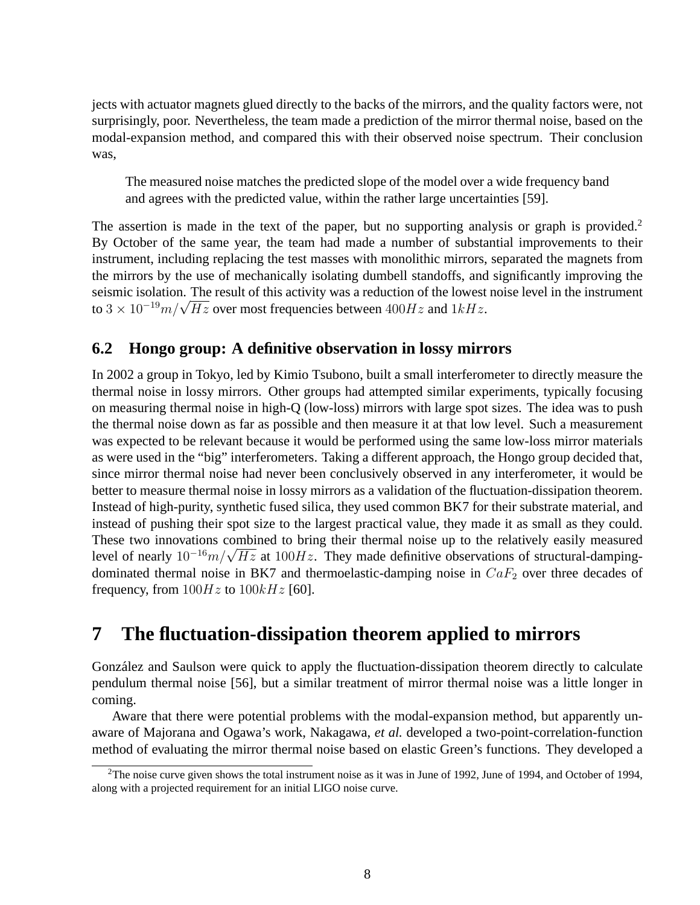jects with actuator magnets glued directly to the backs of the mirrors, and the quality factors were, not surprisingly, poor. Nevertheless, the team made a prediction of the mirror thermal noise, based on the modal-expansion method, and compared this with their observed noise spectrum. Their conclusion was,

> The measured noise matches the predicted slope of the model over a wide frequency band and agrees with the predicted value, within the rather large uncertainties [59].

The assertion is made in the text of the paper, but no supporting analysis or graph is provided.[2] By October of the same year, the team had made a number of substantial improvements to their instrument, including replacing the test masses with monolithic mirrors, separated the magnets from the mirrors by the use of mechanically isolating dumbell standoffs, and significantly improving the seismic isolation. The result of this activity was a reduction of the lowest noise level in the instrument to $3 \times 10^{-19} m/\sqrt{Hz}$ over most frequencies between $400Hz$ and $1kHz$.

### 6.2 Hongo group: A definitive observation in lossy mirrors

In 2002 a group in Tokyo, led by Kimio Tsubono, built a small interferometer to directly measure the thermal noise in lossy mirrors. Other groups had attempted similar experiments, typically focusing on measuring thermal noise in high-Q (low-loss) mirrors with large spot sizes. The idea was to push the thermal noise down as far as possible and then measure it at that low level. Such a measurement was expected to be relevant because it would be performed using the same low-loss mirror materials as were used in the "big" interferometers. Taking a different approach, the Hongo group decided that, since mirror thermal noise had never been conclusively observed in any interferometer, it would be better to measure thermal noise in lossy mirrors as a validation of the fluctuation-dissipation theorem. Instead of high-purity, synthetic fused silica, they used common BK7 for their substrate material, and instead of pushing their spot size to the largest practical value, they made it as small as they could. These two innovations combined to bring their thermal noise up to the relatively easily measured level of nearly $10^{-16} m/\sqrt{Hz}$ at $100Hz$. They made definitive observations of structural-damping-dominated thermal noise in BK7 and thermoelastic-damping noise in $CaF_2$ over three decades of frequency, from $100Hz$ to $100kHz$ [60].

## 7 The fluctuation-dissipation theorem applied to mirrors

González and Saulson were quick to apply the fluctuation-dissipation theorem directly to calculate pendulum thermal noise [56], but a similar treatment of mirror thermal noise was a little longer in coming.

Aware that there were potential problems with the modal-expansion method, but apparently unaware of Majorana and Ogawa's work, Nakagawa, *et al.* developed a two-point-correlation-function method of evaluating the mirror thermal noise based on elastic Green's functions. They developed a

[2] The noise curve given shows the total instrument noise as it was in June of 1992, June of 1994, and October of 1994, along with a projected requirement for an initial LIGO noise curve.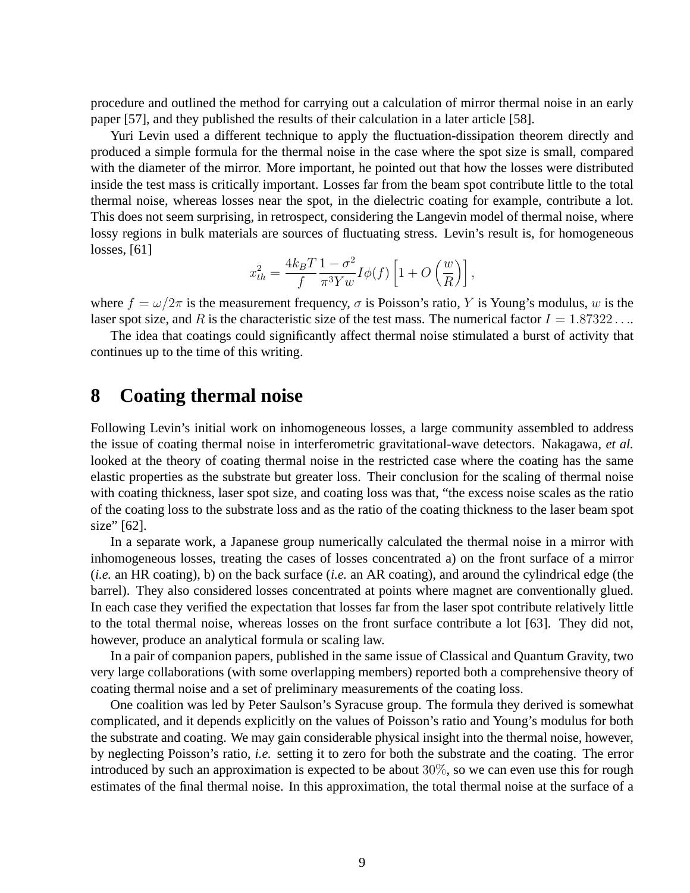procedure and outlined the method for carrying out a calculation of mirror thermal noise in an early paper [57], and they published the results of their calculation in a later article [58].

Yuri Levin used a different technique to apply the fluctuation-dissipation theorem directly and produced a simple formula for the thermal noise in the case where the spot size is small, compared with the diameter of the mirror. More important, he pointed out that how the losses were distributed inside the test mass is critically important. Losses far from the beam spot contribute little to the total thermal noise, whereas losses near the spot, in the dielectric coating for example, contribute a lot. This does not seem surprising, in retrospect, considering the Langevin model of thermal noise, where lossy regions in bulk materials are sources of fluctuating stress. Levin's result is, for homogeneous losses, [61]

$$x_{th}^2 = \frac{4k_BT}{f}\frac{1-\sigma^2}{\pi^3 Y w} I\phi(f)\left[1 + O\left(\frac{w}{R}\right)\right],$$

where $f = \omega/2\pi$ is the measurement frequency, $\sigma$ is Poisson's ratio, $Y$ is Young's modulus, $w$ is the laser spot size, and $R$ is the characteristic size of the test mass. The numerical factor $I = 1.87322\ldots$.

The idea that coatings could significantly affect thermal noise stimulated a burst of activity that continues up to the time of this writing.

# 8 Coating thermal noise

Following Levin's initial work on inhomogeneous losses, a large community assembled to address the issue of coating thermal noise in interferometric gravitational-wave detectors. Nakagawa, *et al.* looked at the theory of coating thermal noise in the restricted case where the coating has the same elastic properties as the substrate but greater loss. Their conclusion for the scaling of thermal noise with coating thickness, laser spot size, and coating loss was that, "the excess noise scales as the ratio of the coating loss to the substrate loss and as the ratio of the coating thickness to the laser beam spot size" [62].

In a separate work, a Japanese group numerically calculated the thermal noise in a mirror with inhomogeneous losses, treating the cases of losses concentrated a) on the front surface of a mirror (*i.e.* an HR coating), b) on the back surface (*i.e.* an AR coating), and around the cylindrical edge (the barrel). They also considered losses concentrated at points where magnet are conventionally glued. In each case they verified the expectation that losses far from the laser spot contribute relatively little to the total thermal noise, whereas losses on the front surface contribute a lot [63]. They did not, however, produce an analytical formula or scaling law.

In a pair of companion papers, published in the same issue of Classical and Quantum Gravity, two very large collaborations (with some overlapping members) reported both a comprehensive theory of coating thermal noise and a set of preliminary measurements of the coating loss.

One coalition was led by Peter Saulson's Syracuse group. The formula they derived is somewhat complicated, and it depends explicitly on the values of Poisson's ratio and Young's modulus for both the substrate and coating. We may gain considerable physical insight into the thermal noise, however, by neglecting Poisson's ratio, *i.e.* setting it to zero for both the substrate and the coating. The error introduced by such an approximation is expected to be about $30\%$, so we can even use this for rough estimates of the final thermal noise. In this approximation, the total thermal noise at the surface of a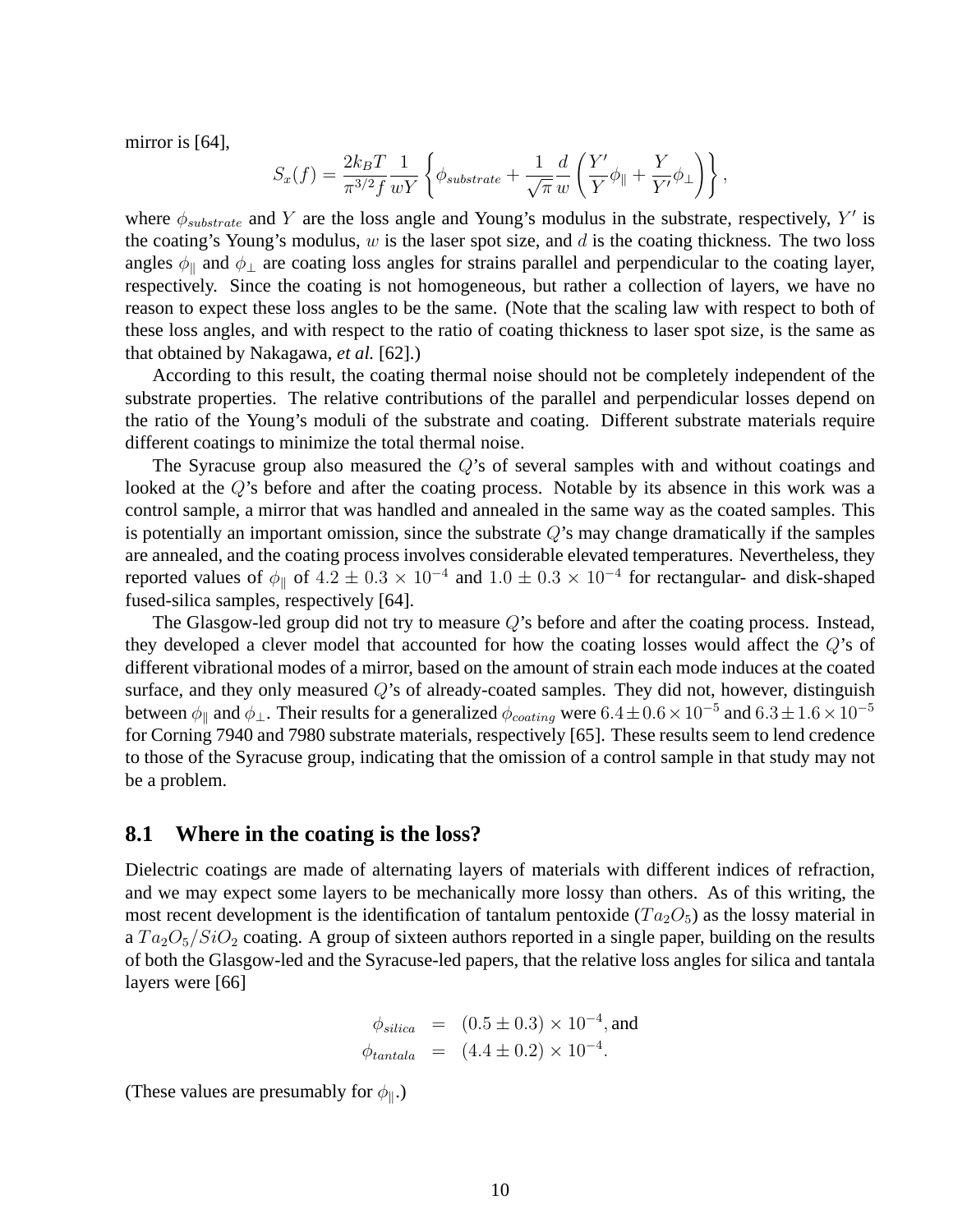mirror is [64],

$$S_x(f) = \frac{2k_BT}{\pi^{3/2}f}\frac{1}{wY}\left\{\phi_{substrate} + \frac{1}{\sqrt{\pi}}\frac{d}{w}\left(\frac{Y'}{Y}\phi_{\parallel} + \frac{Y}{Y'}\phi_{\perp}\right)\right\},$$

where $\phi_{substrate}$ and $Y$ are the loss angle and Young's modulus in the substrate, respectively, $Y'$ is the coating's Young's modulus, $w$ is the laser spot size, and $d$ is the coating thickness. The two loss angles $\phi_{\parallel}$ and $\phi_{\perp}$ are coating loss angles for strains parallel and perpendicular to the coating layer, respectively. Since the coating is not homogeneous, but rather a collection of layers, we have no reason to expect these loss angles to be the same. (Note that the scaling law with respect to both of these loss angles, and with respect to the ratio of coating thickness to laser spot size, is the same as that obtained by Nakagawa, *et al.* [62].)

According to this result, the coating thermal noise should not be completely independent of the substrate properties. The relative contributions of the parallel and perpendicular losses depend on the ratio of the Young's moduli of the substrate and coating. Different substrate materials require different coatings to minimize the total thermal noise.

The Syracuse group also measured the $Q$'s of several samples with and without coatings and looked at the $Q$'s before and after the coating process. Notable by its absence in this work was a control sample, a mirror that was handled and annealed in the same way as the coated samples. This is potentially an important omission, since the substrate $Q$'s may change dramatically if the samples are annealed, and the coating process involves considerable elevated temperatures. Nevertheless, they reported values of $\phi_{\parallel}$ of $4.2 \pm 0.3 \times 10^{-4}$ and $1.0 \pm 0.3 \times 10^{-4}$ for rectangular- and disk-shaped fused-silica samples, respectively [64].

The Glasgow-led group did not try to measure $Q$'s before and after the coating process. Instead, they developed a clever model that accounted for how the coating losses would affect the $Q$'s of different vibrational modes of a mirror, based on the amount of strain each mode induces at the coated surface, and they only measured $Q$'s of already-coated samples. They did not, however, distinguish between $\phi_{\parallel}$ and $\phi_{\perp}$. Their results for a generalized $\phi_{coating}$ were $6.4 \pm 0.6 \times 10^{-5}$ and $6.3 \pm 1.6 \times 10^{-5}$ for Corning 7940 and 7980 substrate materials, respectively [65]. These results seem to lend credence to those of the Syracuse group, indicating that the omission of a control sample in that study may not be a problem.

## 8.1 Where in the coating is the loss?

Dielectric coatings are made of alternating layers of materials with different indices of refraction, and we may expect some layers to be mechanically more lossy than others. As of this writing, the most recent development is the identification of tantalum pentoxide ($Ta_2O_5$) as the lossy material in a $Ta_2O_5/SiO_2$ coating. A group of sixteen authors reported in a single paper, building on the results of both the Glasgow-led and the Syracuse-led papers, that the relative loss angles for silica and tantala layers were [66]

$$\begin{aligned} \phi_{silica} &= (0.5 \pm 0.3) \times 10^{-4}, \text{ and} \\ \phi_{tantala} &= (4.4 \pm 0.2) \times 10^{-4}. \end{aligned}$$

(These values are presumably for $\phi_{\parallel}$.)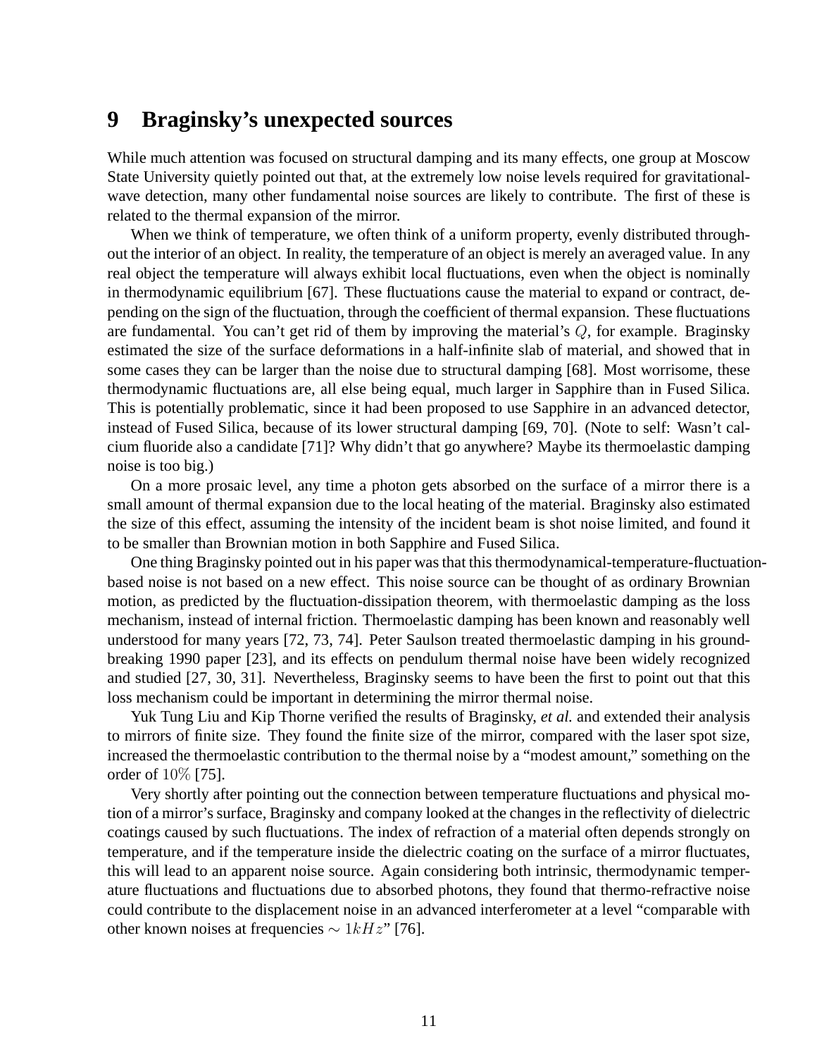## 9 Braginsky's unexpected sources

While much attention was focused on structural damping and its many effects, one group at Moscow State University quietly pointed out that, at the extremely low noise levels required for gravitational-wave detection, many other fundamental noise sources are likely to contribute. The first of these is related to the thermal expansion of the mirror.

When we think of temperature, we often think of a uniform property, evenly distributed throughout the interior of an object. In reality, the temperature of an object is merely an averaged value. In any real object the temperature will always exhibit local fluctuations, even when the object is nominally in thermodynamic equilibrium [67]. These fluctuations cause the material to expand or contract, depending on the sign of the fluctuation, through the coefficient of thermal expansion. These fluctuations are fundamental. You can't get rid of them by improving the material's $Q$, for example. Braginsky estimated the size of the surface deformations in a half-infinite slab of material, and showed that in some cases they can be larger than the noise due to structural damping [68]. Most worrisome, these thermodynamic fluctuations are, all else being equal, much larger in Sapphire than in Fused Silica. This is potentially problematic, since it had been proposed to use Sapphire in an advanced detector, instead of Fused Silica, because of its lower structural damping [69, 70]. (Note to self: Wasn't calcium fluoride also a candidate [71]? Why didn't that go anywhere? Maybe its thermoelastic damping noise is too big.)

On a more prosaic level, any time a photon gets absorbed on the surface of a mirror there is a small amount of thermal expansion due to the local heating of the material. Braginsky also estimated the size of this effect, assuming the intensity of the incident beam is shot noise limited, and found it to be smaller than Brownian motion in both Sapphire and Fused Silica.

One thing Braginsky pointed out in his paper was that this thermodynamical-temperature-fluctuation-based noise is not based on a new effect. This noise source can be thought of as ordinary Brownian motion, as predicted by the fluctuation-dissipation theorem, with thermoelastic damping as the loss mechanism, instead of internal friction. Thermoelastic damping has been known and reasonably well understood for many years [72, 73, 74]. Peter Saulson treated thermoelastic damping in his groundbreaking 1990 paper [23], and its effects on pendulum thermal noise have been widely recognized and studied [27, 30, 31]. Nevertheless, Braginsky seems to have been the first to point out that this loss mechanism could be important in determining the mirror thermal noise.

Yuk Tung Liu and Kip Thorne verified the results of Braginsky, *et al.* and extended their analysis to mirrors of finite size. They found the finite size of the mirror, compared with the laser spot size, increased the thermoelastic contribution to the thermal noise by a "modest amount," something on the order of $10\%$ [75].

Very shortly after pointing out the connection between temperature fluctuations and physical motion of a mirror's surface, Braginsky and company looked at the changes in the reflectivity of dielectric coatings caused by such fluctuations. The index of refraction of a material often depends strongly on temperature, and if the temperature inside the dielectric coating on the surface of a mirror fluctuates, this will lead to an apparent noise source. Again considering both intrinsic, thermodynamic temperature fluctuations and fluctuations due to absorbed photons, they found that thermo-refractive noise could contribute to the displacement noise in an advanced interferometer at a level "comparable with other known noises at frequencies $\sim 1kHz$" [76].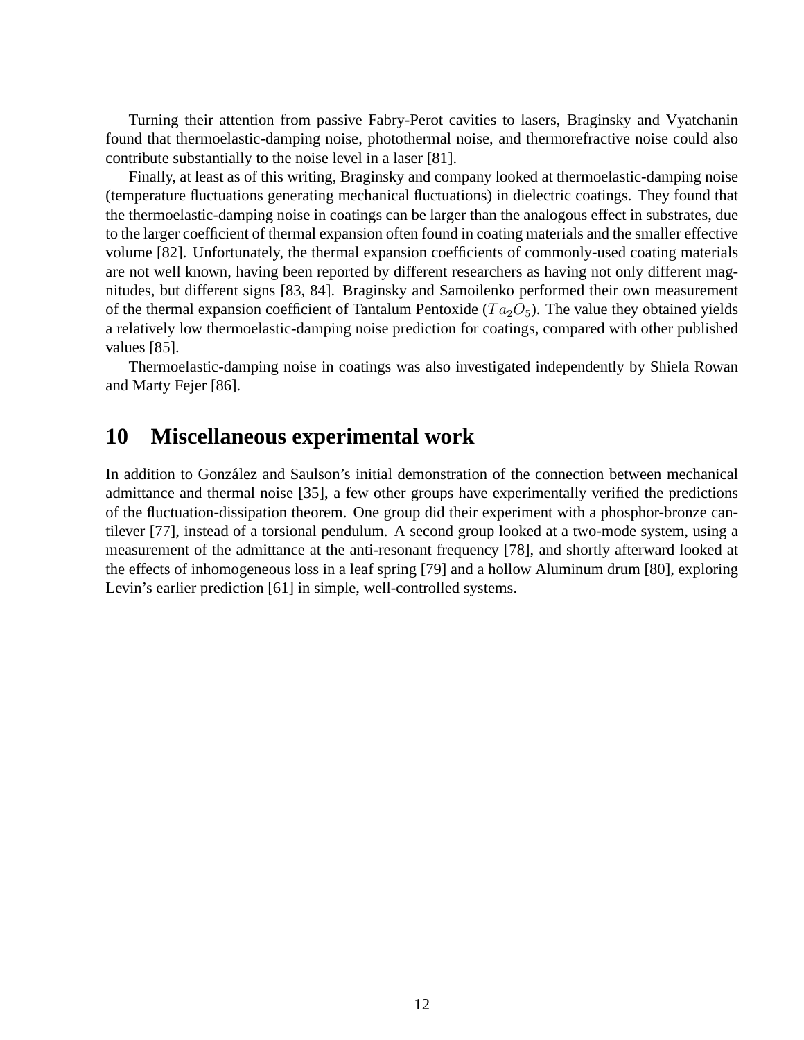Turning their attention from passive Fabry-Perot cavities to lasers, Braginsky and Vyatchanin found that thermoelastic-damping noise, photothermal noise, and thermorefractive noise could also contribute substantially to the noise level in a laser [81].

Finally, at least as of this writing, Braginsky and company looked at thermoelastic-damping noise (temperature fluctuations generating mechanical fluctuations) in dielectric coatings. They found that the thermoelastic-damping noise in coatings can be larger than the analogous effect in substrates, due to the larger coefficient of thermal expansion often found in coating materials and the smaller effective volume [82]. Unfortunately, the thermal expansion coefficients of commonly-used coating materials are not well known, having been reported by different researchers as having not only different magnitudes, but different signs [83, 84]. Braginsky and Samoilenko performed their own measurement of the thermal expansion coefficient of Tantalum Pentoxide ($Ta_2O_5$). The value they obtained yields a relatively low thermoelastic-damping noise prediction for coatings, compared with other published values [85].

Thermoelastic-damping noise in coatings was also investigated independently by Shiela Rowan and Marty Fejer [86].

## 10 Miscellaneous experimental work

In addition to González and Saulson's initial demonstration of the connection between mechanical admittance and thermal noise [35], a few other groups have experimentally verified the predictions of the fluctuation-dissipation theorem. One group did their experiment with a phosphor-bronze cantilever [77], instead of a torsional pendulum. A second group looked at a two-mode system, using a measurement of the admittance at the anti-resonant frequency [78], and shortly afterward looked at the effects of inhomogeneous loss in a leaf spring [79] and a hollow Aluminum drum [80], exploring Levin's earlier prediction [61] in simple, well-controlled systems.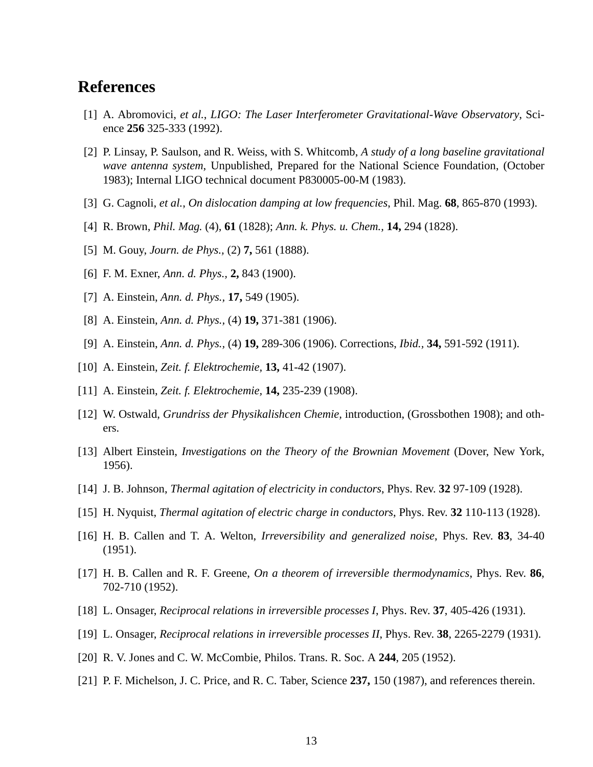# References

[1] A. Abromovici, *et al.*, *LIGO: The Laser Interferometer Gravitational-Wave Observatory*, Science **256** 325-333 (1992).

[2] P. Linsay, P. Saulson, and R. Weiss, with S. Whitcomb, *A study of a long baseline gravitational wave antenna system*, Unpublished, Prepared for the National Science Foundation, (October 1983); Internal LIGO technical document P830005-00-M (1983).

[3] G. Cagnoli, *et al.*, *On dislocation damping at low frequencies*, Phil. Mag. **68**, 865-870 (1993).

[4] R. Brown, *Phil. Mag.* (4), **61** (1828); *Ann. k. Phys. u. Chem.,* **14,** 294 (1828).

[5] M. Gouy, *Journ. de Phys.,* (2) **7,** 561 (1888).

[6] F. M. Exner, *Ann. d. Phys.,* **2,** 843 (1900).

[7] A. Einstein, *Ann. d. Phys.,* **17,** 549 (1905).

[8] A. Einstein, *Ann. d. Phys.,* (4) **19,** 371-381 (1906).

[9] A. Einstein, *Ann. d. Phys.,* (4) **19,** 289-306 (1906). Corrections, *Ibid.,* **34,** 591-592 (1911).

[10] A. Einstein, *Zeit. f. Elektrochemie,* **13,** 41-42 (1907).

[11] A. Einstein, *Zeit. f. Elektrochemie,* **14,** 235-239 (1908).

[12] W. Ostwald, *Grundriss der Physikalishcen Chemie,* introduction, (Grossbothen 1908); and others.

[13] Albert Einstein, *Investigations on the Theory of the Brownian Movement* (Dover, New York, 1956).

[14] J. B. Johnson, *Thermal agitation of electricity in conductors*, Phys. Rev. **32** 97-109 (1928).

[15] H. Nyquist, *Thermal agitation of electric charge in conductors*, Phys. Rev. **32** 110-113 (1928).

[16] H. B. Callen and T. A. Welton, *Irreversibility and generalized noise*, Phys. Rev. **83**, 34-40 (1951).

[17] H. B. Callen and R. F. Greene, *On a theorem of irreversible thermodynamics*, Phys. Rev. **86**, 702-710 (1952).

[18] L. Onsager, *Reciprocal relations in irreversible processes I*, Phys. Rev. **37**, 405-426 (1931).

[19] L. Onsager, *Reciprocal relations in irreversible processes II*, Phys. Rev. **38**, 2265-2279 (1931).

[20] R. V. Jones and C. W. McCombie, Philos. Trans. R. Soc. A **244**, 205 (1952).

[21] P. F. Michelson, J. C. Price, and R. C. Taber, Science **237,** 150 (1987), and references therein.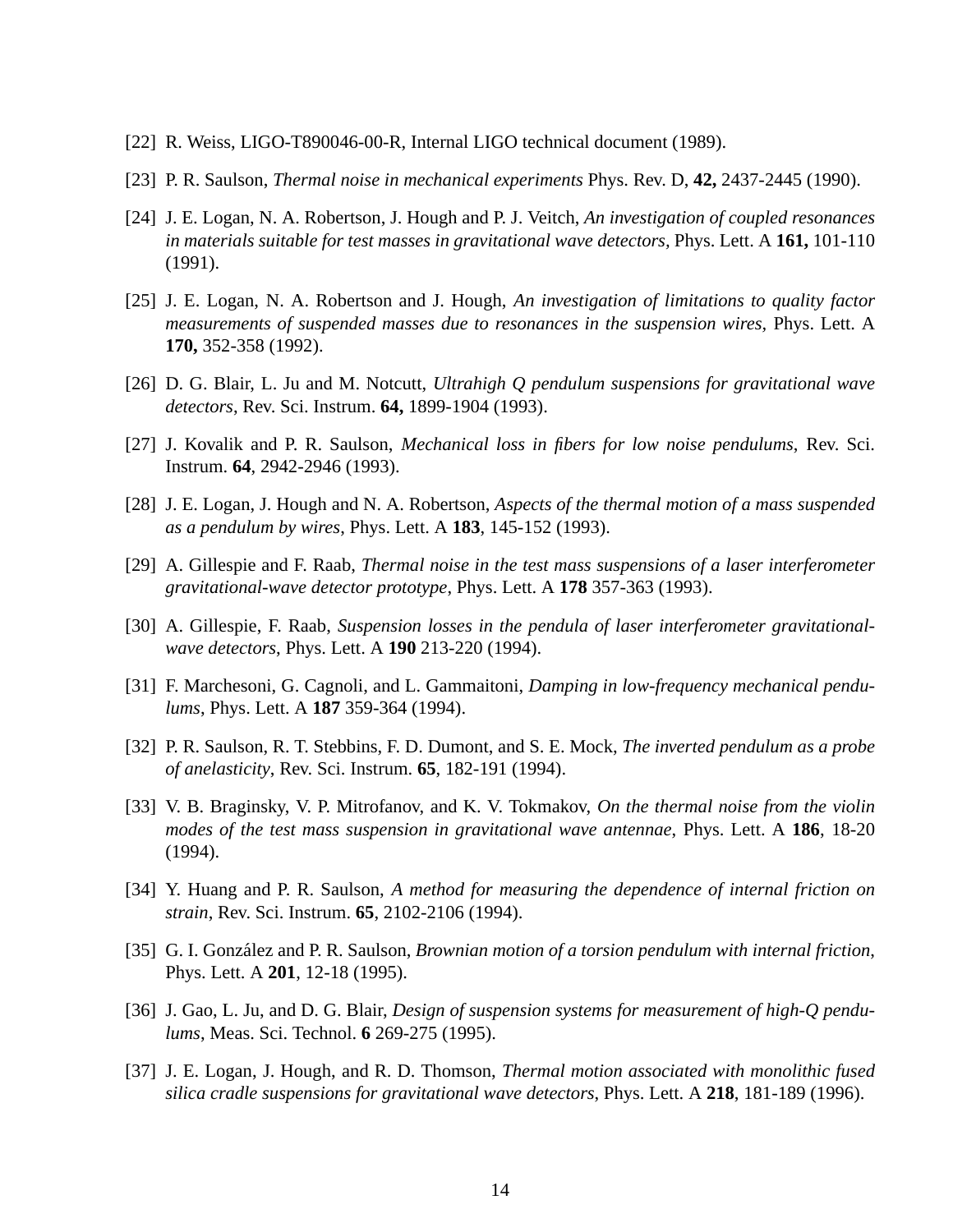[22] R. Weiss, LIGO-T890046-00-R, Internal LIGO technical document (1989).

[23] P. R. Saulson, *Thermal noise in mechanical experiments* Phys. Rev. D, **42,** 2437-2445 (1990).

[24] J. E. Logan, N. A. Robertson, J. Hough and P. J. Veitch, *An investigation of coupled resonances in materials suitable for test masses in gravitational wave detectors*, Phys. Lett. A **161,** 101-110 (1991).

[25] J. E. Logan, N. A. Robertson and J. Hough, *An investigation of limitations to quality factor measurements of suspended masses due to resonances in the suspension wires*, Phys. Lett. A **170,** 352-358 (1992).

[26] D. G. Blair, L. Ju and M. Notcutt, *Ultrahigh Q pendulum suspensions for gravitational wave detectors*, Rev. Sci. Instrum. **64,** 1899-1904 (1993).

[27] J. Kovalik and P. R. Saulson, *Mechanical loss in fibers for low noise pendulums*, Rev. Sci. Instrum. **64**, 2942-2946 (1993).

[28] J. E. Logan, J. Hough and N. A. Robertson, *Aspects of the thermal motion of a mass suspended as a pendulum by wires*, Phys. Lett. A **183**, 145-152 (1993).

[29] A. Gillespie and F. Raab, *Thermal noise in the test mass suspensions of a laser interferometer gravitational-wave detector prototype*, Phys. Lett. A **178** 357-363 (1993).

[30] A. Gillespie, F. Raab, *Suspension losses in the pendula of laser interferometer gravitational-wave detectors*, Phys. Lett. A **190** 213-220 (1994).

[31] F. Marchesoni, G. Cagnoli, and L. Gammaitoni, *Damping in low-frequency mechanical pendulums*, Phys. Lett. A **187** 359-364 (1994).

[32] P. R. Saulson, R. T. Stebbins, F. D. Dumont, and S. E. Mock, *The inverted pendulum as a probe of anelasticity*, Rev. Sci. Instrum. **65**, 182-191 (1994).

[33] V. B. Braginsky, V. P. Mitrofanov, and K. V. Tokmakov, *On the thermal noise from the violin modes of the test mass suspension in gravitational wave antennae*, Phys. Lett. A **186**, 18-20 (1994).

[34] Y. Huang and P. R. Saulson, *A method for measuring the dependence of internal friction on strain*, Rev. Sci. Instrum. **65**, 2102-2106 (1994).

[35] G. I. González and P. R. Saulson, *Brownian motion of a torsion pendulum with internal friction*, Phys. Lett. A **201**, 12-18 (1995).

[36] J. Gao, L. Ju, and D. G. Blair, *Design of suspension systems for measurement of high-Q pendulums*, Meas. Sci. Technol. **6** 269-275 (1995).

[37] J. E. Logan, J. Hough, and R. D. Thomson, *Thermal motion associated with monolithic fused silica cradle suspensions for gravitational wave detectors*, Phys. Lett. A **218**, 181-189 (1996).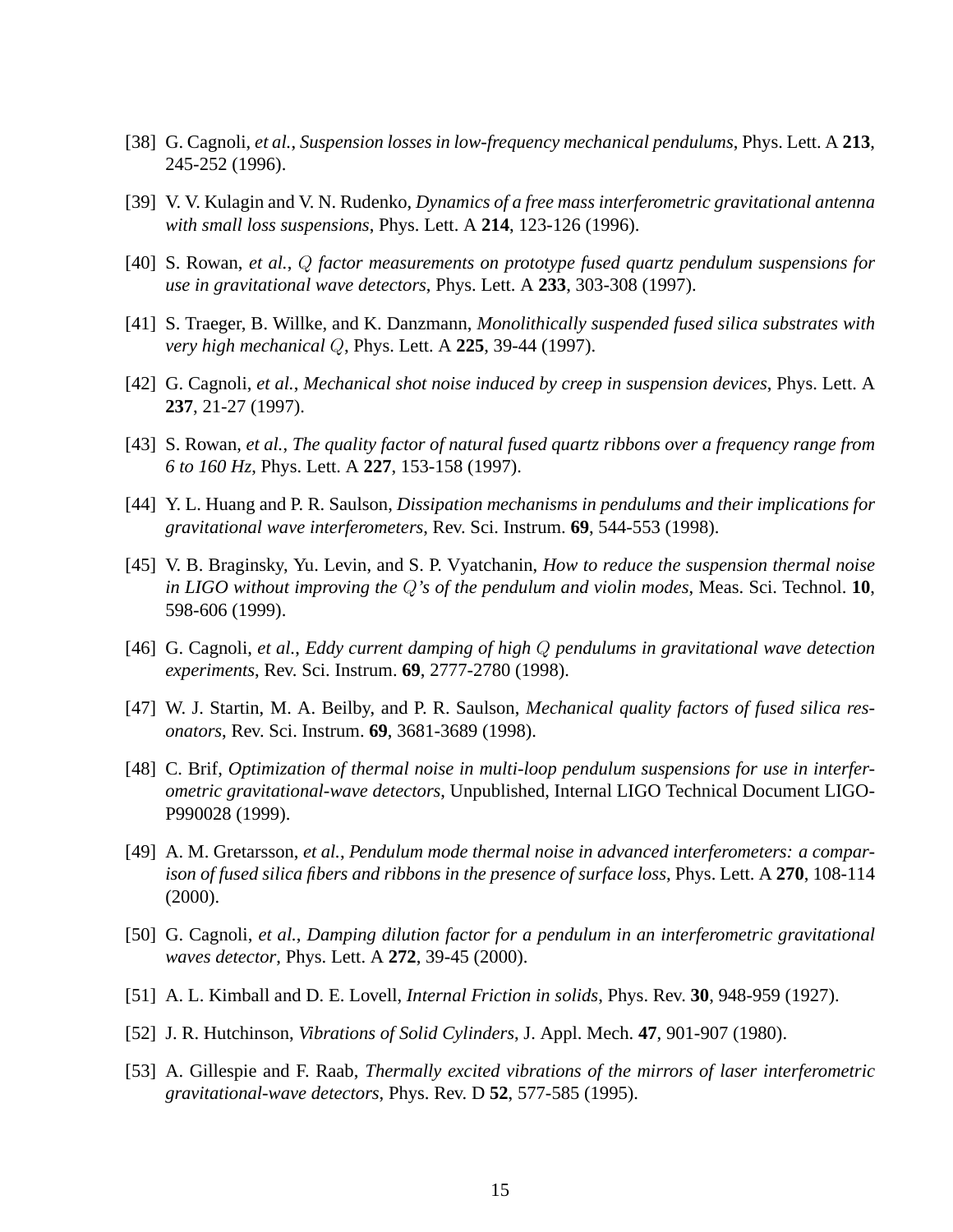[38] G. Cagnoli, *et al.*, *Suspension losses in low-frequency mechanical pendulums*, Phys. Lett. A **213**, 245-252 (1996).

[39] V. V. Kulagin and V. N. Rudenko, *Dynamics of a free mass interferometric gravitational antenna with small loss suspensions*, Phys. Lett. A **214**, 123-126 (1996).

[40] S. Rowan, *et al.*, *$Q$ factor measurements on prototype fused quartz pendulum suspensions for use in gravitational wave detectors*, Phys. Lett. A **233**, 303-308 (1997).

[41] S. Traeger, B. Willke, and K. Danzmann, *Monolithically suspended fused silica substrates with very high mechanical $Q$*, Phys. Lett. A **225**, 39-44 (1997).

[42] G. Cagnoli, *et al.*, *Mechanical shot noise induced by creep in suspension devices*, Phys. Lett. A **237**, 21-27 (1997).

[43] S. Rowan, *et al.*, *The quality factor of natural fused quartz ribbons over a frequency range from 6 to 160 Hz*, Phys. Lett. A **227**, 153-158 (1997).

[44] Y. L. Huang and P. R. Saulson, *Dissipation mechanisms in pendulums and their implications for gravitational wave interferometers*, Rev. Sci. Instrum. **69**, 544-553 (1998).

[45] V. B. Braginsky, Yu. Levin, and S. P. Vyatchanin, *How to reduce the suspension thermal noise in LIGO without improving the $Q$'s of the pendulum and violin modes*, Meas. Sci. Technol. **10**, 598-606 (1999).

[46] G. Cagnoli, *et al.*, *Eddy current damping of high $Q$ pendulums in gravitational wave detection experiments*, Rev. Sci. Instrum. **69**, 2777-2780 (1998).

[47] W. J. Startin, M. A. Beilby, and P. R. Saulson, *Mechanical quality factors of fused silica resonators*, Rev. Sci. Instrum. **69**, 3681-3689 (1998).

[48] C. Brif, *Optimization of thermal noise in multi-loop pendulum suspensions for use in interferometric gravitational-wave detectors*, Unpublished, Internal LIGO Technical Document LIGO-P990028 (1999).

[49] A. M. Gretarsson, *et al.*, *Pendulum mode thermal noise in advanced interferometers: a comparison of fused silica fibers and ribbons in the presence of surface loss*, Phys. Lett. A **270**, 108-114 (2000).

[50] G. Cagnoli, *et al.*, *Damping dilution factor for a pendulum in an interferometric gravitational waves detector*, Phys. Lett. A **272**, 39-45 (2000).

[51] A. L. Kimball and D. E. Lovell, *Internal Friction in solids*, Phys. Rev. **30**, 948-959 (1927).

[52] J. R. Hutchinson, *Vibrations of Solid Cylinders*, J. Appl. Mech. **47**, 901-907 (1980).

[53] A. Gillespie and F. Raab, *Thermally excited vibrations of the mirrors of laser interferometric gravitational-wave detectors*, Phys. Rev. D **52**, 577-585 (1995).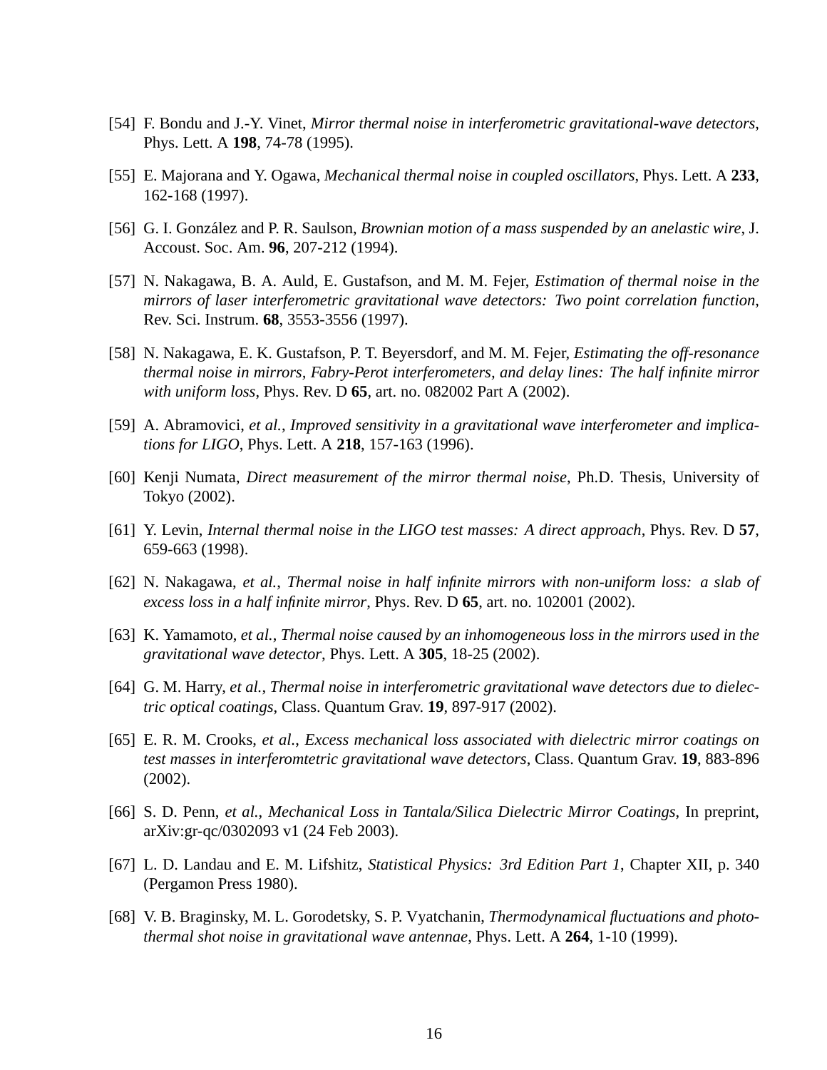[54] F. Bondu and J.-Y. Vinet, *Mirror thermal noise in interferometric gravitational-wave detectors*, Phys. Lett. A **198**, 74-78 (1995).

[55] E. Majorana and Y. Ogawa, *Mechanical thermal noise in coupled oscillators*, Phys. Lett. A **233**, 162-168 (1997).

[56] G. I. González and P. R. Saulson, *Brownian motion of a mass suspended by an anelastic wire*, J. Accoust. Soc. Am. **96**, 207-212 (1994).

[57] N. Nakagawa, B. A. Auld, E. Gustafson, and M. M. Fejer, *Estimation of thermal noise in the mirrors of laser interferometric gravitational wave detectors: Two point correlation function*, Rev. Sci. Instrum. **68**, 3553-3556 (1997).

[58] N. Nakagawa, E. K. Gustafson, P. T. Beyersdorf, and M. M. Fejer, *Estimating the off-resonance thermal noise in mirrors, Fabry-Perot interferometers, and delay lines: The half infinite mirror with uniform loss*, Phys. Rev. D **65**, art. no. 082002 Part A (2002).

[59] A. Abramovici, *et al.*, *Improved sensitivity in a gravitational wave interferometer and implications for LIGO*, Phys. Lett. A **218**, 157-163 (1996).

[60] Kenji Numata, *Direct measurement of the mirror thermal noise*, Ph.D. Thesis, University of Tokyo (2002).

[61] Y. Levin, *Internal thermal noise in the LIGO test masses: A direct approach*, Phys. Rev. D **57**, 659-663 (1998).

[62] N. Nakagawa, *et al.*, *Thermal noise in half infinite mirrors with non-uniform loss: a slab of excess loss in a half infinite mirror*, Phys. Rev. D **65**, art. no. 102001 (2002).

[63] K. Yamamoto, *et al.*, *Thermal noise caused by an inhomogeneous loss in the mirrors used in the gravitational wave detector*, Phys. Lett. A **305**, 18-25 (2002).

[64] G. M. Harry, *et al.*, *Thermal noise in interferometric gravitational wave detectors due to dielectric optical coatings*, Class. Quantum Grav. **19**, 897-917 (2002).

[65] E. R. M. Crooks, *et al.*, *Excess mechanical loss associated with dielectric mirror coatings on test masses in interferomtetric gravitational wave detectors*, Class. Quantum Grav. **19**, 883-896 (2002).

[66] S. D. Penn, *et al.*, *Mechanical Loss in Tantala/Silica Dielectric Mirror Coatings*, In preprint, arXiv:gr-qc/0302093 v1 (24 Feb 2003).

[67] L. D. Landau and E. M. Lifshitz, *Statistical Physics: 3rd Edition Part 1*, Chapter XII, p. 340 (Pergamon Press 1980).

[68] V. B. Braginsky, M. L. Gorodetsky, S. P. Vyatchanin, *Thermodynamical fluctuations and photothermal shot noise in gravitational wave antennae*, Phys. Lett. A **264**, 1-10 (1999).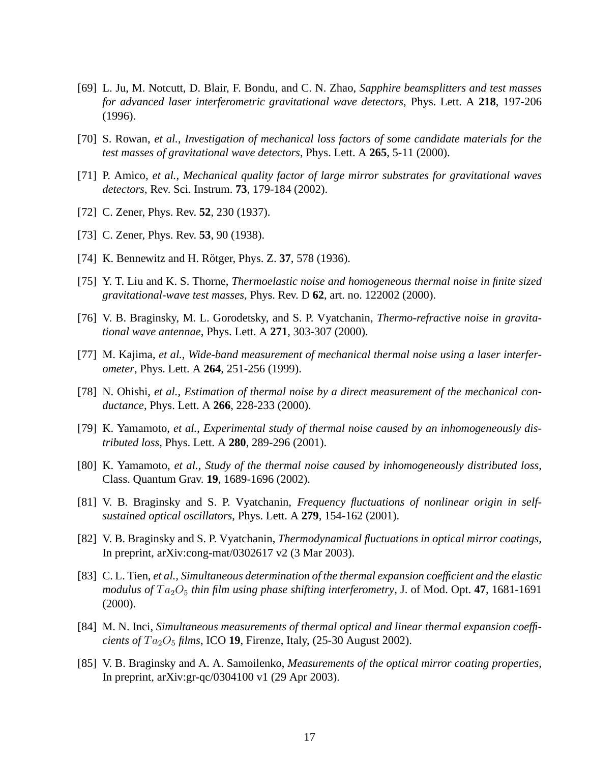[69] L. Ju, M. Notcutt, D. Blair, F. Bondu, and C. N. Zhao, *Sapphire beamsplitters and test masses for advanced laser interferometric gravitational wave detectors*, Phys. Lett. A **218**, 197-206 (1996).

[70] S. Rowan, *et al.*, *Investigation of mechanical loss factors of some candidate materials for the test masses of gravitational wave detectors*, Phys. Lett. A **265**, 5-11 (2000).

[71] P. Amico, *et al.*, *Mechanical quality factor of large mirror substrates for gravitational waves detectors*, Rev. Sci. Instrum. **73**, 179-184 (2002).

[72] C. Zener, Phys. Rev. **52**, 230 (1937).

[73] C. Zener, Phys. Rev. **53**, 90 (1938).

[74] K. Bennewitz and H. Rötger, Phys. Z. **37**, 578 (1936).

[75] Y. T. Liu and K. S. Thorne, *Thermoelastic noise and homogeneous thermal noise in finite sized gravitational-wave test masses*, Phys. Rev. D **62**, art. no. 122002 (2000).

[76] V. B. Braginsky, M. L. Gorodetsky, and S. P. Vyatchanin, *Thermo-refractive noise in gravitational wave antennae*, Phys. Lett. A **271**, 303-307 (2000).

[77] M. Kajima, *et al.*, *Wide-band measurement of mechanical thermal noise using a laser interferometer*, Phys. Lett. A **264**, 251-256 (1999).

[78] N. Ohishi, *et al.*, *Estimation of thermal noise by a direct measurement of the mechanical conductance*, Phys. Lett. A **266**, 228-233 (2000).

[79] K. Yamamoto, *et al.*, *Experimental study of thermal noise caused by an inhomogeneously distributed loss*, Phys. Lett. A **280**, 289-296 (2001).

[80] K. Yamamoto, *et al.*, *Study of the thermal noise caused by inhomogeneously distributed loss*, Class. Quantum Grav. **19**, 1689-1696 (2002).

[81] V. B. Braginsky and S. P. Vyatchanin, *Frequency fluctuations of nonlinear origin in self-sustained optical oscillators*, Phys. Lett. A **279**, 154-162 (2001).

[82] V. B. Braginsky and S. P. Vyatchanin, *Thermodynamical fluctuations in optical mirror coatings*, In preprint, arXiv:cong-mat/0302617 v2 (3 Mar 2003).

[83] C. L. Tien, *et al.*, *Simultaneous determination of the thermal expansion coefficient and the elastic modulus of $Ta_2O_5$ thin film using phase shifting interferometry*, J. of Mod. Opt. **47**, 1681-1691 (2000).

[84] M. N. Inci, *Simultaneous measurements of thermal optical and linear thermal expansion coefficients of $Ta_2O_5$ films*, ICO **19**, Firenze, Italy, (25-30 August 2002).

[85] V. B. Braginsky and A. A. Samoilenko, *Measurements of the optical mirror coating properties*, In preprint, arXiv:gr-qc/0304100 v1 (29 Apr 2003).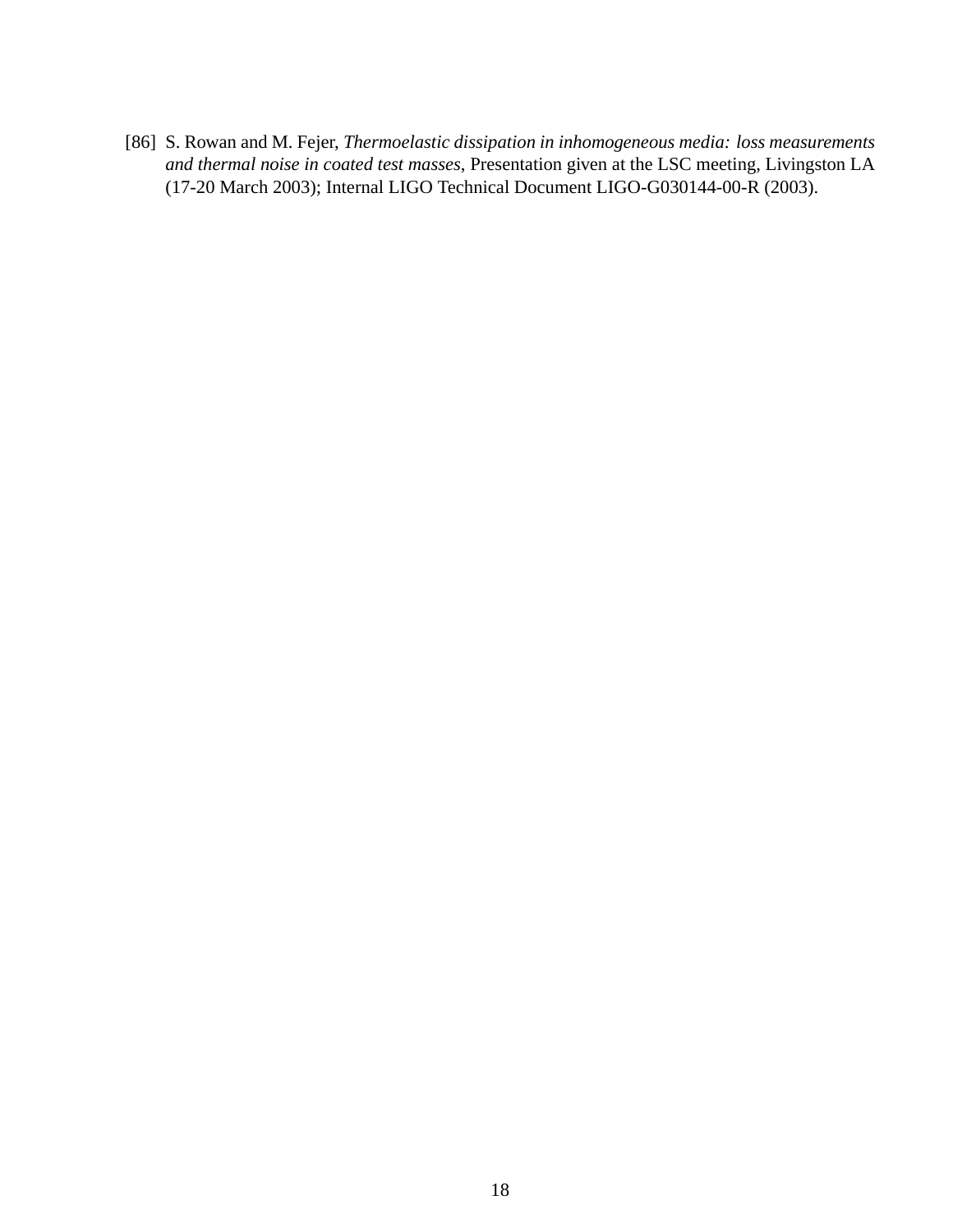[86] S. Rowan and M. Fejer, *Thermoelastic dissipation in inhomogeneous media: loss measurements and thermal noise in coated test masses*, Presentation given at the LSC meeting, Livingston LA (17-20 March 2003); Internal LIGO Technical Document LIGO-G030144-00-R (2003).